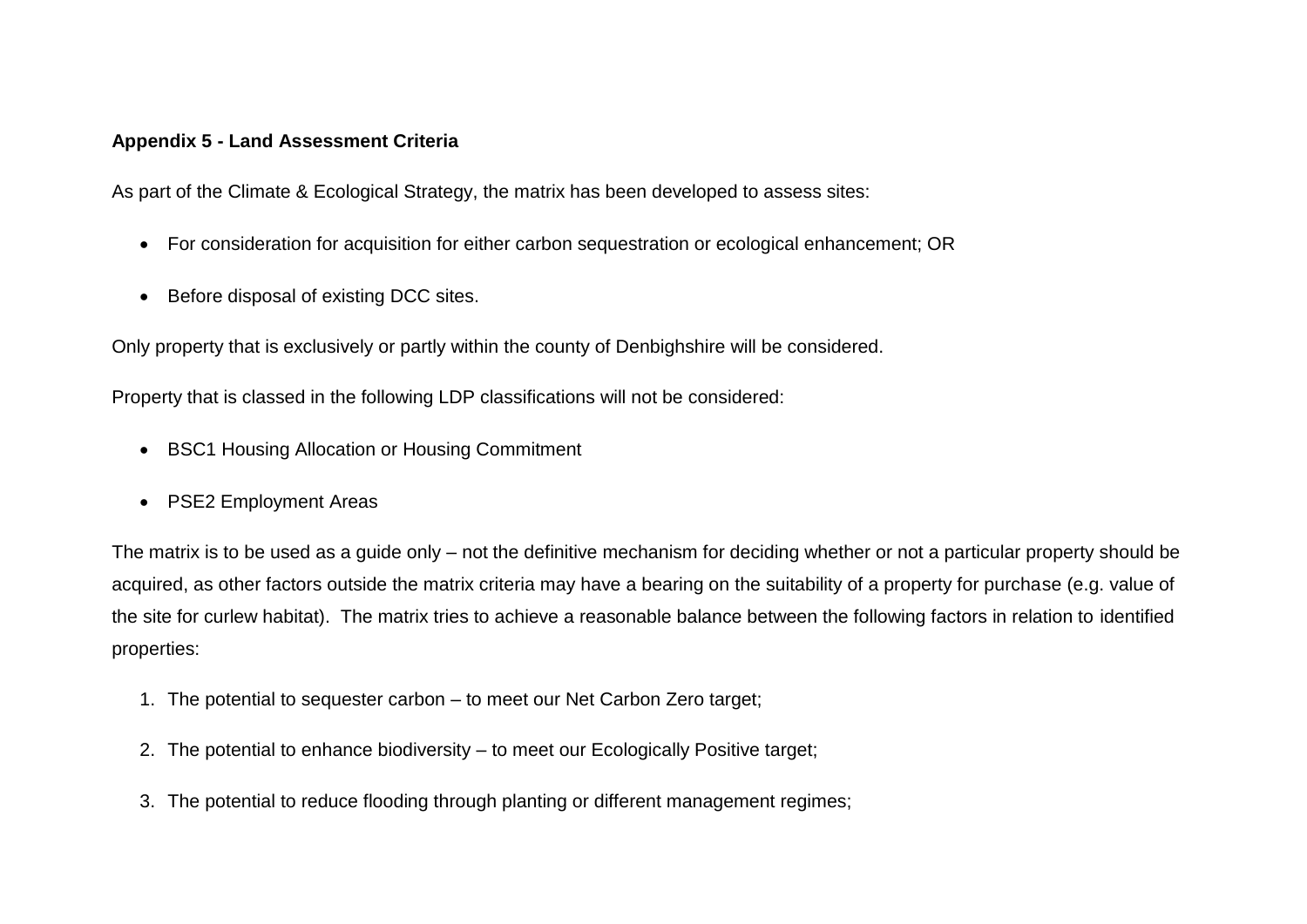**Appendix 5 - Land Assessment Criteria**

As part of the Climate & Ecological Strategy, the matrix has been developed to assess sites:

- For consideration for acquisition for either carbon sequestration or ecological enhancement; OR
- Before disposal of existing DCC sites.

Only property that is exclusively or partly within the county of Denbighshire will be considered.

Property that is classed in the following LDP classifications will not be considered:

- BSC1 Housing Allocation or Housing Commitment
- PSE2 Employment Areas

The matrix is to be used as a guide only – not the definitive mechanism for deciding whether or not a particular property should be acquired, as other factors outside the matrix criteria may have a bearing on the suitability of a property for purchase (e.g. value of the site for curlew habitat). The matrix tries to achieve a reasonable balance between the following factors in relation to identified properties:

1. The potential to sequester carbon – to meet our Net Carbon Zero target;
2. The potential to enhance biodiversity – to meet our Ecologically Positive target;
3. The potential to reduce flooding through planting or different management regimes;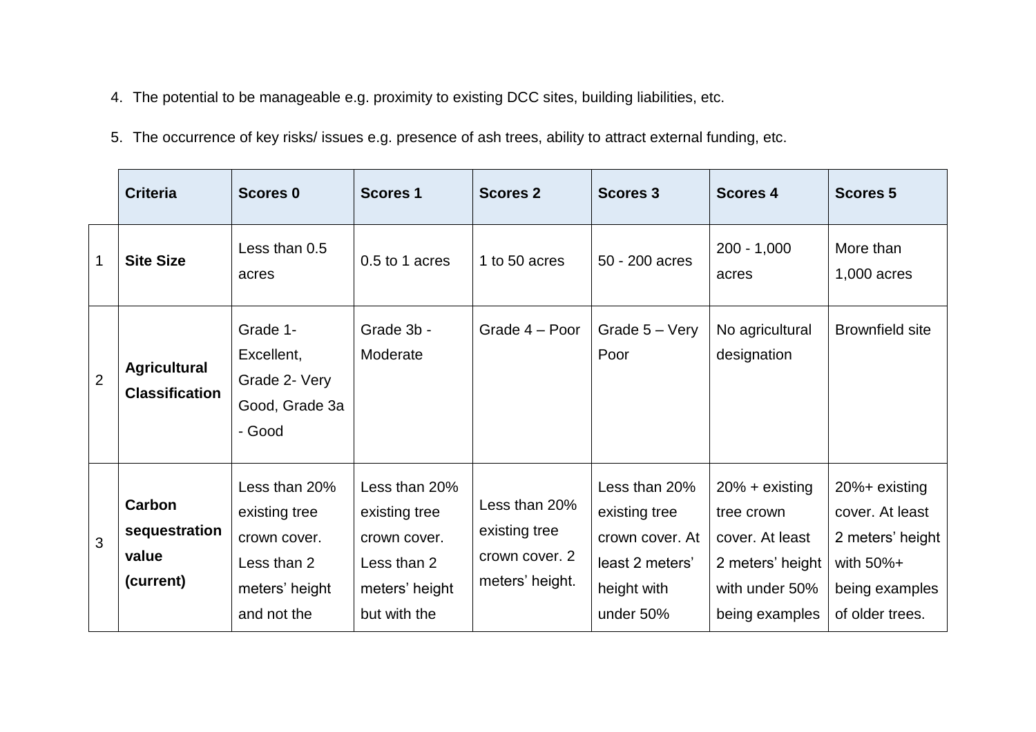4. The potential to be manageable e.g. proximity to existing DCC sites, building liabilities, etc.

5. The occurrence of key risks/ issues e.g. presence of ash trees, ability to attract external funding, etc.

| | Criteria | Scores 0 | Scores 1 | Scores 2 | Scores 3 | Scores 4 | Scores 5 |
|---|---|---|---|---|---|---|---|
| 1 | **Site Size** | Less than 0.5 acres | 0.5 to 1 acres | 1 to 50 acres | 50 - 200 acres | 200 - 1,000 acres | More than 1,000 acres |
| 2 | **Agricultural Classification** | Grade 1- Excellent, Grade 2- Very Good, Grade 3a - Good | Grade 3b - Moderate | Grade 4 – Poor | Grade 5 – Very Poor | No agricultural designation | Brownfield site |
| 3 | **Carbon sequestration value (current)** | Less than 20% existing tree crown cover. Less than 2 meters' height and not the | Less than 20% existing tree crown cover. Less than 2 meters' height but with the | Less than 20% existing tree crown cover. 2 meters' height. | Less than 20% existing tree crown cover. At least 2 meters' height with under 50% | 20% + existing tree crown cover. At least 2 meters' height with under 50% being examples | 20%+ existing cover. At least 2 meters' height with 50%+ being examples of older trees. |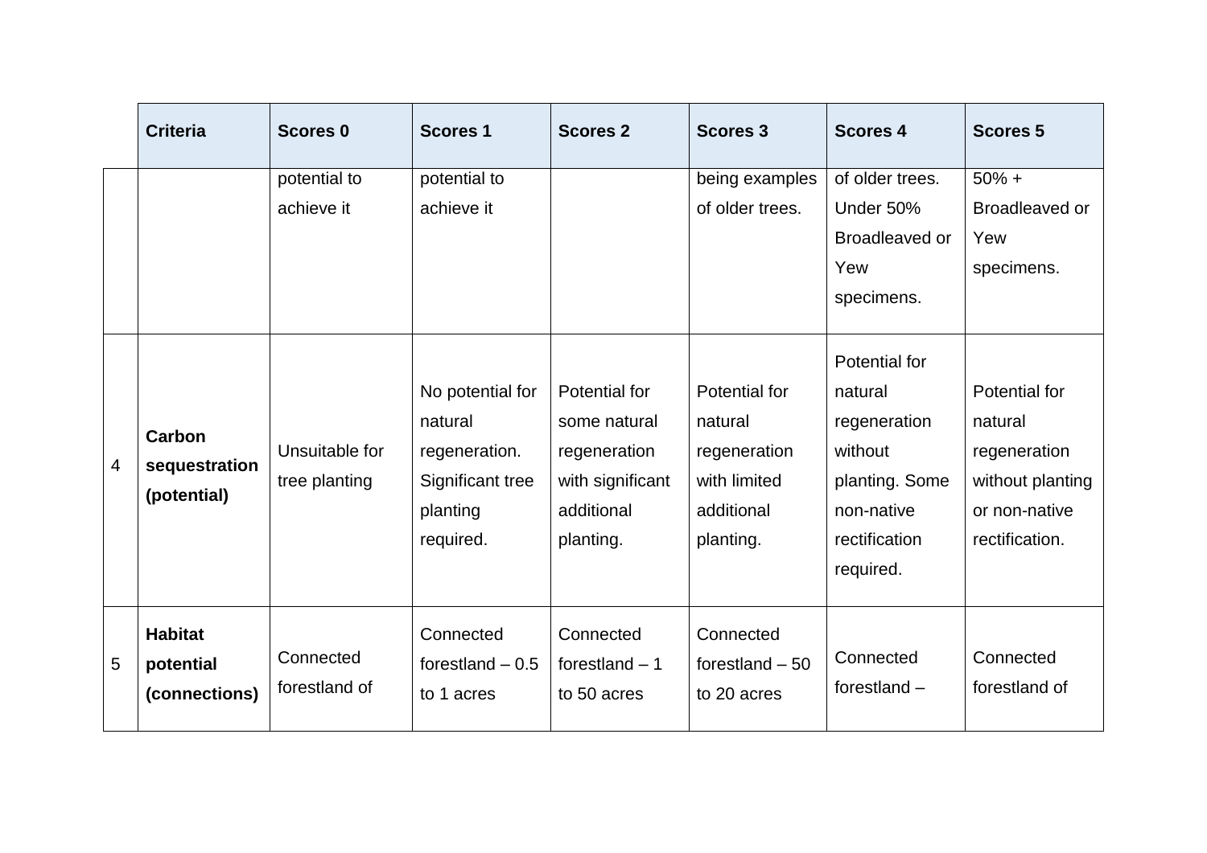| | Criteria | Scores 0 | Scores 1 | Scores 2 | Scores 3 | Scores 4 | Scores 5 |
|---|---|---|---|---|---|---|---|
| 4 | | potential to achieve it | potential to achieve it | | being examples of older trees. | of older trees. Under 50% Broadleaved or Yew specimens. | 50% + Broadleaved or Yew specimens. |
| 4 | **Carbon sequestration (potential)** | Unsuitable for tree planting | No potential for natural regeneration. Significant tree planting required. | Potential for some natural regeneration with significant additional planting. | Potential for natural regeneration with limited additional planting. | Potential for natural regeneration without planting. Some non-native rectification required. | Potential for natural regeneration without planting or non-native rectification. |
| 5 | **Habitat potential (connections)** | Connected forestland of | Connected forestland – 0.5 to 1 acres | Connected forestland – 1 to 50 acres | Connected forestland – 50 to 20 acres | Connected forestland – | Connected forestland of |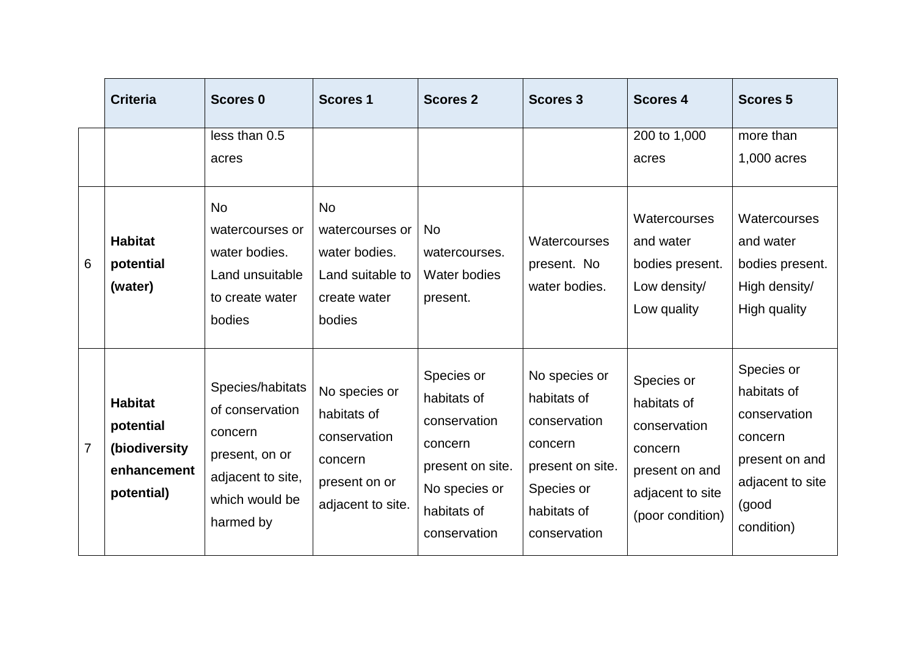| | Criteria | Scores 0 | Scores 1 | Scores 2 | Scores 3 | Scores 4 | Scores 5 |
|---|---|---|---|---|---|---|---|
| | | less than 0.5 acres | | | | 200 to 1,000 acres | more than 1,000 acres |
| 6 | **Habitat potential (water)** | No watercourses or water bodies. Land unsuitable to create water bodies | No watercourses or water bodies. Land suitable to create water bodies | No watercourses. Water bodies present. | Watercourses present. No water bodies. | Watercourses and water bodies present. Low density/ Low quality | Watercourses and water bodies present. High density/ High quality |
| 7 | **Habitat potential (biodiversity enhancement potential)** | Species/habitats of conservation concern present, on or adjacent to site, which would be harmed by | No species or habitats of conservation concern present on or adjacent to site. | Species or habitats of conservation concern present on site. No species or habitats of conservation | No species or habitats of conservation concern present on site. Species or habitats of conservation | Species or habitats of conservation concern present on and adjacent to site (poor condition) | Species or habitats of conservation concern present on and adjacent to site (good condition) |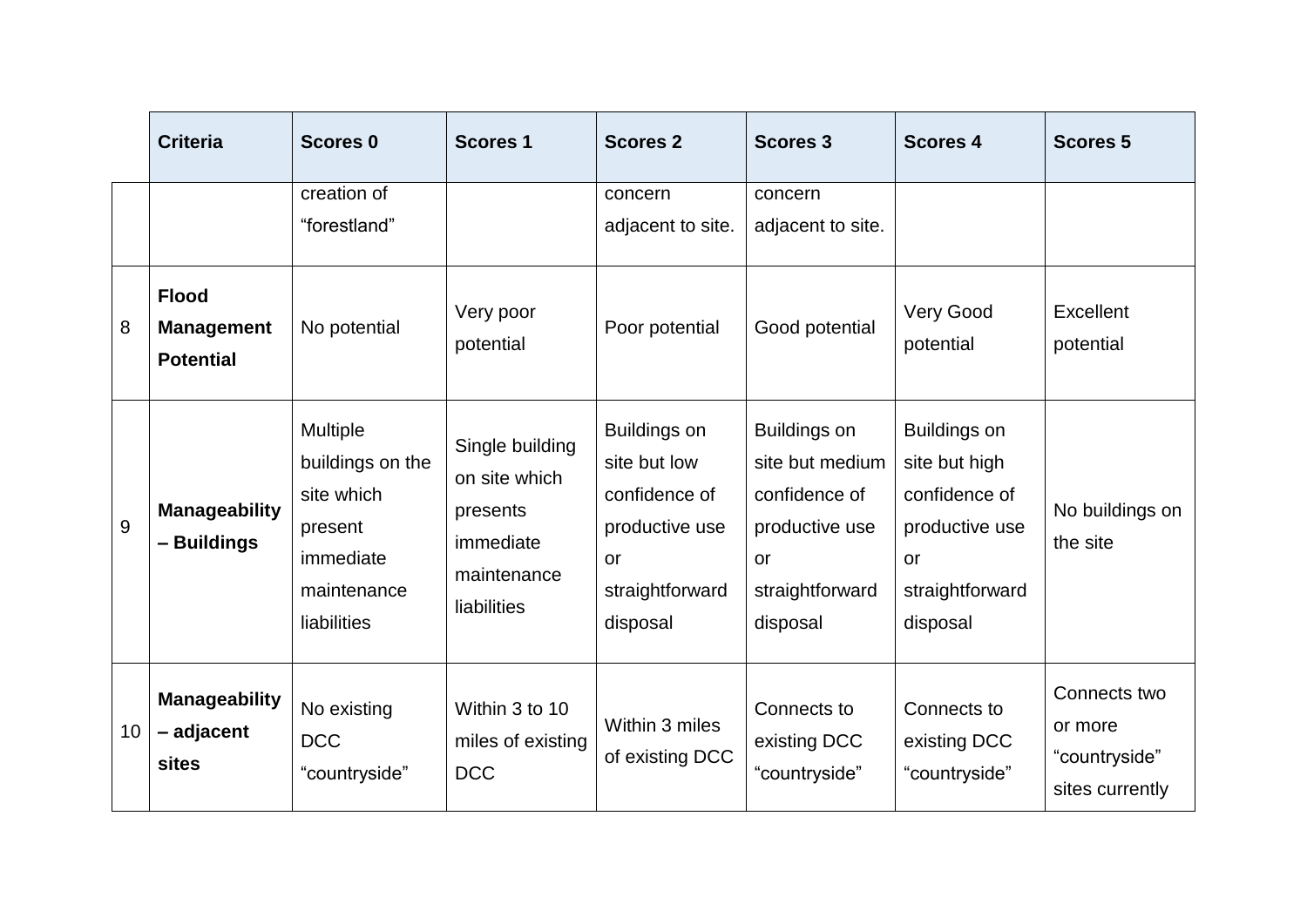| | Criteria | Scores 0 | Scores 1 | Scores 2 | Scores 3 | Scores 4 | Scores 5 |
|---|---|---|---|---|---|---|---|
| | | creation of "forestland" | | concern adjacent to site. | concern adjacent to site. | | |
| 8 | **Flood Management Potential** | No potential | Very poor potential | Poor potential | Good potential | Very Good potential | Excellent potential |
| 9 | **Manageability – Buildings** | Multiple buildings on the site which present immediate maintenance liabilities | Single building on site which presents immediate maintenance liabilities | Buildings on site but low confidence of productive use or straightforward disposal | Buildings on site but medium confidence of productive use or straightforward disposal | Buildings on site but high confidence of productive use or straightforward disposal | No buildings on the site |
| 10 | **Manageability – adjacent sites** | No existing DCC "countryside" | Within 3 to 10 miles of existing DCC | Within 3 miles of existing DCC | Connects to existing DCC "countryside" | Connects to existing DCC "countryside" | Connects two or more "countryside" sites currently |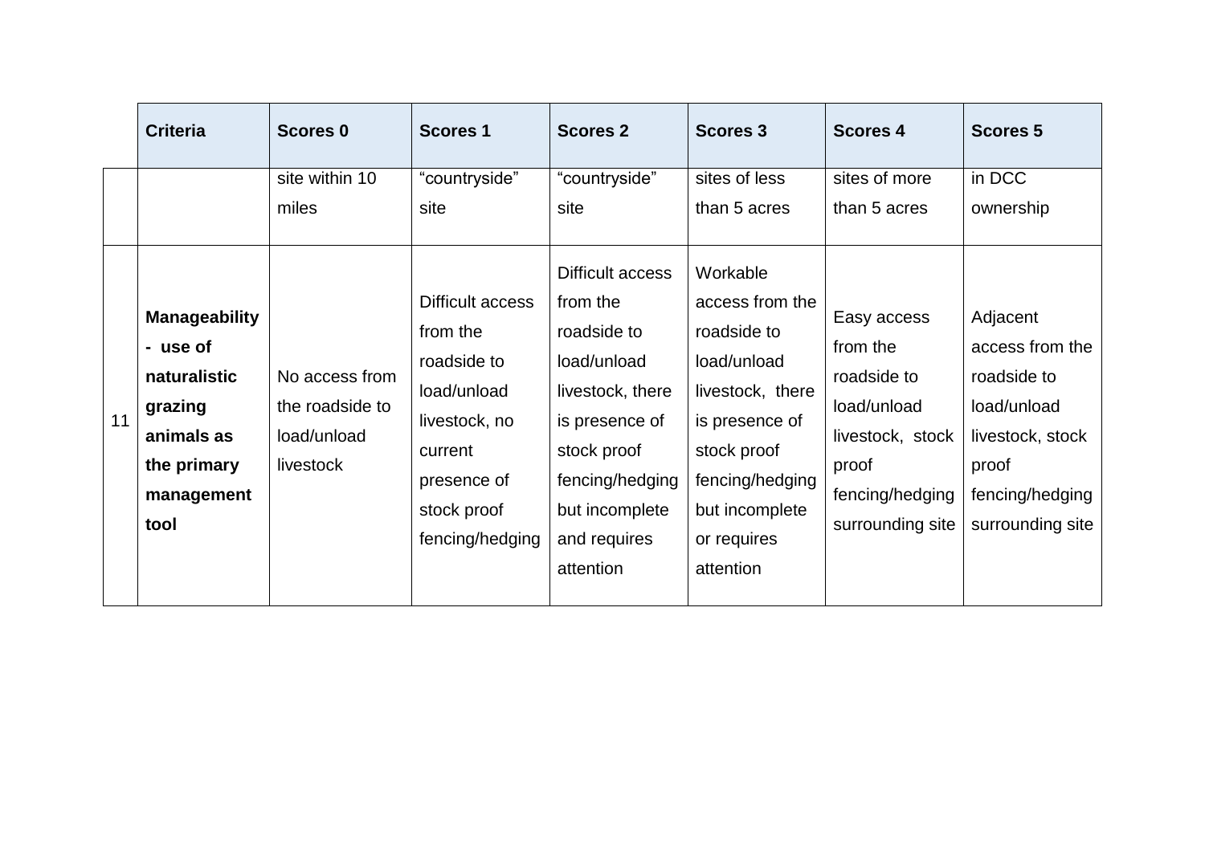| | Criteria | Scores 0 | Scores 1 | Scores 2 | Scores 3 | Scores 4 | Scores 5 |
|---|---|---|---|---|---|---|---|
| | | site within 10 miles | "countryside" site | "countryside" site | sites of less than 5 acres | sites of more than 5 acres | in DCC ownership |
| 11 | **Manageability - use of naturalistic grazing animals as the primary management tool** | No access from the roadside to load/unload livestock | Difficult access from the roadside to load/unload livestock, no current presence of stock proof fencing/hedging | Difficult access from the roadside to load/unload livestock, there is presence of stock proof fencing/hedging but incomplete and requires attention | Workable access from the roadside to load/unload livestock, there is presence of stock proof fencing/hedging but incomplete or requires attention | Easy access from the roadside to load/unload livestock, stock proof fencing/hedging surrounding site | Adjacent access from the roadside to load/unload livestock, stock proof fencing/hedging surrounding site |